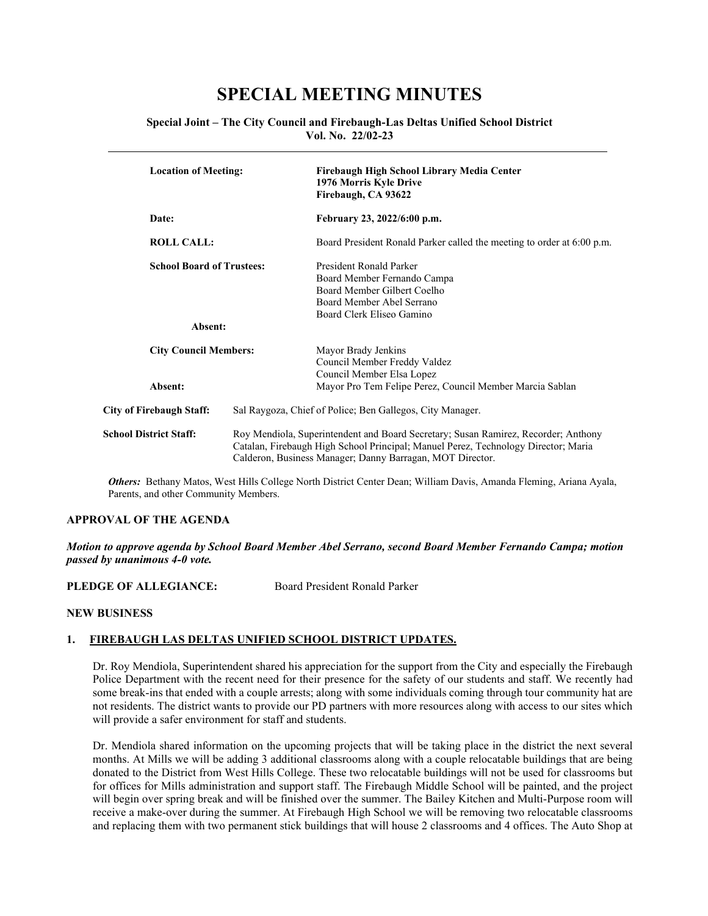# SPECIAL MEETING MINUTES

**Special Joint – The City Council and Firebaugh-Las Deltas Unified School District**
**Vol. No. 22/02-23**

---

| | |
|---|---|
| **Location of Meeting:** | **Firebaugh High School Library Media Center**<br>**1976 Morris Kyle Drive**<br>**Firebaugh, CA 93622** |
| **Date:** | **February 23, 2022/6:00 p.m.** |
| **ROLL CALL:** | Board President Ronald Parker called the meeting to order at 6:00 p.m. |
| **School Board of Trustees:** | President Ronald Parker<br>Board Member Fernando Campa<br>Board Member Gilbert Coelho<br>Board Member Abel Serrano<br>Board Clerk Eliseo Gamino |
| **Absent:** | |
| **City Council Members:** | Mayor Brady Jenkins<br>Council Member Freddy Valdez<br>Council Member Elsa Lopez |
| **Absent:** | Mayor Pro Tem Felipe Perez, Council Member Marcia Sablan |

**City of Firebaugh Staff:** Sal Raygoza, Chief of Police; Ben Gallegos, City Manager.

**School District Staff:** Roy Mendiola, Superintendent and Board Secretary; Susan Ramirez, Recorder; Anthony Catalan, Firebaugh High School Principal; Manuel Perez, Technology Director; Maria Calderon, Business Manager; Danny Barragan, MOT Director.

***Others:*** Bethany Matos, West Hills College North District Center Dean; William Davis, Amanda Fleming, Ariana Ayala, Parents, and other Community Members.

**APPROVAL OF THE AGENDA**

***Motion to approve agenda by School Board Member Abel Serrano, second Board Member Fernando Campa; motion passed by unanimous 4-0 vote.***

**PLEDGE OF ALLEGIANCE:** Board President Ronald Parker

**NEW BUSINESS**

**1. FIREBAUGH LAS DELTAS UNIFIED SCHOOL DISTRICT UPDATES.**

Dr. Roy Mendiola, Superintendent shared his appreciation for the support from the City and especially the Firebaugh Police Department with the recent need for their presence for the safety of our students and staff. We recently had some break-ins that ended with a couple arrests; along with some individuals coming through tour community hat are not residents. The district wants to provide our PD partners with more resources along with access to our sites which will provide a safer environment for staff and students.

Dr. Mendiola shared information on the upcoming projects that will be taking place in the district the next several months. At Mills we will be adding 3 additional classrooms along with a couple relocatable buildings that are being donated to the District from West Hills College. These two relocatable buildings will not be used for classrooms but for offices for Mills administration and support staff. The Firebaugh Middle School will be painted, and the project will begin over spring break and will be finished over the summer. The Bailey Kitchen and Multi-Purpose room will receive a make-over during the summer. At Firebaugh High School we will be removing two relocatable classrooms and replacing them with two permanent stick buildings that will house 2 classrooms and 4 offices. The Auto Shop at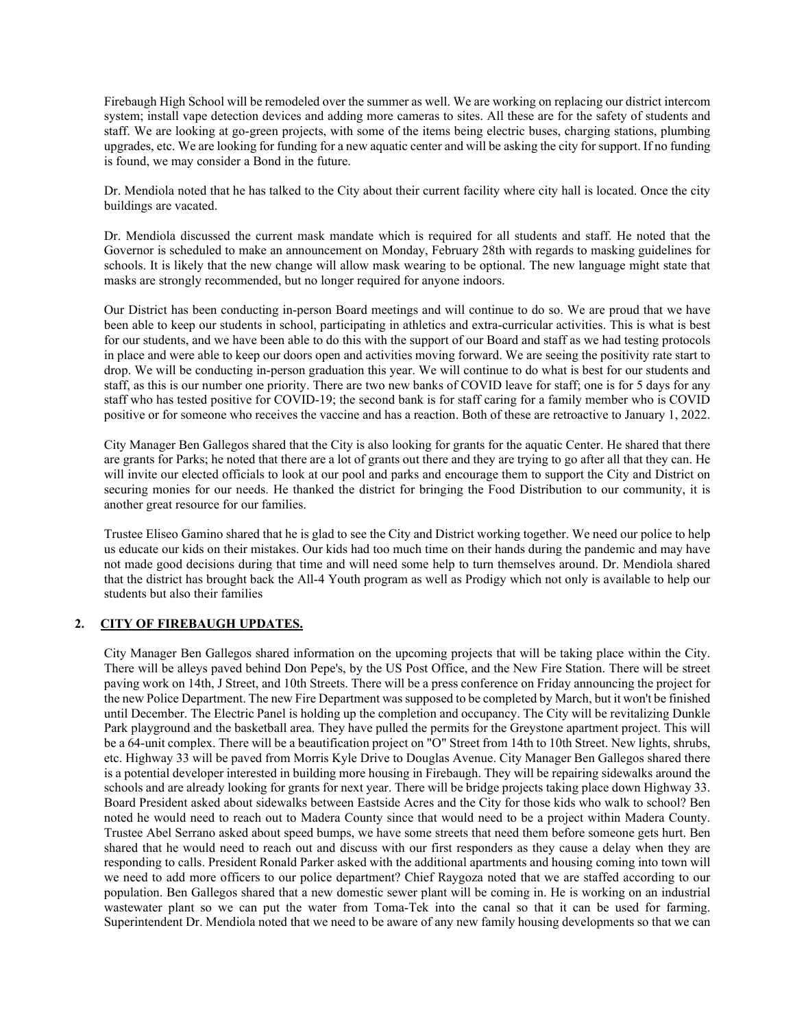Firebaugh High School will be remodeled over the summer as well. We are working on replacing our district intercom system; install vape detection devices and adding more cameras to sites. All these are for the safety of students and staff. We are looking at go-green projects, with some of the items being electric buses, charging stations, plumbing upgrades, etc. We are looking for funding for a new aquatic center and will be asking the city for support. If no funding is found, we may consider a Bond in the future.

Dr. Mendiola noted that he has talked to the City about their current facility where city hall is located. Once the city buildings are vacated.

Dr. Mendiola discussed the current mask mandate which is required for all students and staff. He noted that the Governor is scheduled to make an announcement on Monday, February 28th with regards to masking guidelines for schools. It is likely that the new change will allow mask wearing to be optional. The new language might state that masks are strongly recommended, but no longer required for anyone indoors.

Our District has been conducting in-person Board meetings and will continue to do so. We are proud that we have been able to keep our students in school, participating in athletics and extra-curricular activities. This is what is best for our students, and we have been able to do this with the support of our Board and staff as we had testing protocols in place and were able to keep our doors open and activities moving forward. We are seeing the positivity rate start to drop. We will be conducting in-person graduation this year. We will continue to do what is best for our students and staff, as this is our number one priority. There are two new banks of COVID leave for staff; one is for 5 days for any staff who has tested positive for COVID-19; the second bank is for staff caring for a family member who is COVID positive or for someone who receives the vaccine and has a reaction. Both of these are retroactive to January 1, 2022.

City Manager Ben Gallegos shared that the City is also looking for grants for the aquatic Center. He shared that there are grants for Parks; he noted that there are a lot of grants out there and they are trying to go after all that they can. He will invite our elected officials to look at our pool and parks and encourage them to support the City and District on securing monies for our needs. He thanked the district for bringing the Food Distribution to our community, it is another great resource for our families.

Trustee Eliseo Gamino shared that he is glad to see the City and District working together. We need our police to help us educate our kids on their mistakes. Our kids had too much time on their hands during the pandemic and may have not made good decisions during that time and will need some help to turn themselves around. Dr. Mendiola shared that the district has brought back the All-4 Youth program as well as Prodigy which not only is available to help our students but also their families

## 2. CITY OF FIREBAUGH UPDATES.

City Manager Ben Gallegos shared information on the upcoming projects that will be taking place within the City. There will be alleys paved behind Don Pepe's, by the US Post Office, and the New Fire Station. There will be street paving work on 14th, J Street, and 10th Streets. There will be a press conference on Friday announcing the project for the new Police Department. The new Fire Department was supposed to be completed by March, but it won't be finished until December. The Electric Panel is holding up the completion and occupancy. The City will be revitalizing Dunkle Park playground and the basketball area. They have pulled the permits for the Greystone apartment project. This will be a 64-unit complex. There will be a beautification project on "O" Street from 14th to 10th Street. New lights, shrubs, etc. Highway 33 will be paved from Morris Kyle Drive to Douglas Avenue. City Manager Ben Gallegos shared there is a potential developer interested in building more housing in Firebaugh. They will be repairing sidewalks around the schools and are already looking for grants for next year. There will be bridge projects taking place down Highway 33. Board President asked about sidewalks between Eastside Acres and the City for those kids who walk to school? Ben noted he would need to reach out to Madera County since that would need to be a project within Madera County. Trustee Abel Serrano asked about speed bumps, we have some streets that need them before someone gets hurt. Ben shared that he would need to reach out and discuss with our first responders as they cause a delay when they are responding to calls. President Ronald Parker asked with the additional apartments and housing coming into town will we need to add more officers to our police department? Chief Raygoza noted that we are staffed according to our population. Ben Gallegos shared that a new domestic sewer plant will be coming in. He is working on an industrial wastewater plant so we can put the water from Toma-Tek into the canal so that it can be used for farming. Superintendent Dr. Mendiola noted that we need to be aware of any new family housing developments so that we can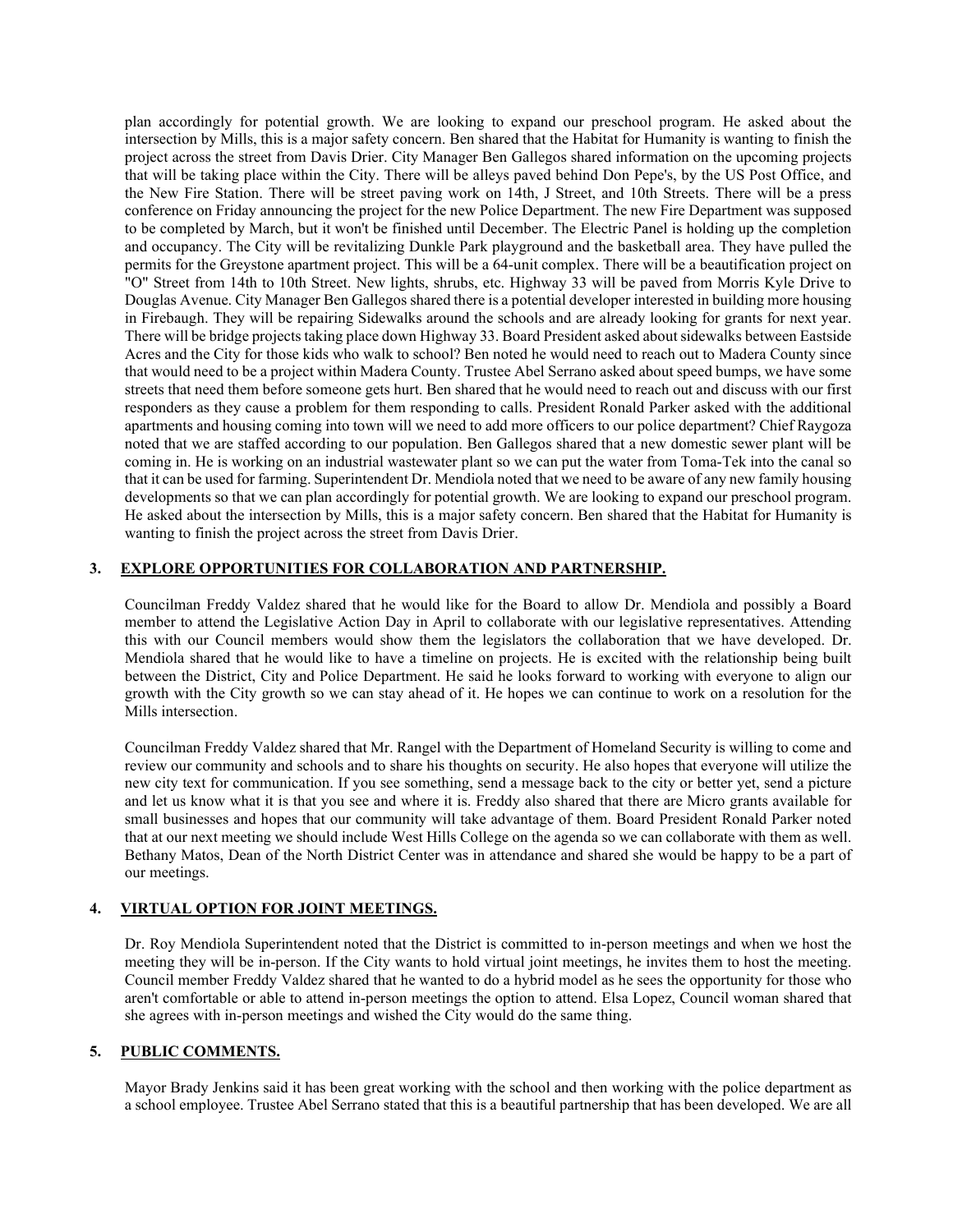plan accordingly for potential growth. We are looking to expand our preschool program. He asked about the intersection by Mills, this is a major safety concern. Ben shared that the Habitat for Humanity is wanting to finish the project across the street from Davis Drier. City Manager Ben Gallegos shared information on the upcoming projects that will be taking place within the City. There will be alleys paved behind Don Pepe's, by the US Post Office, and the New Fire Station. There will be street paving work on 14th, J Street, and 10th Streets. There will be a press conference on Friday announcing the project for the new Police Department. The new Fire Department was supposed to be completed by March, but it won't be finished until December. The Electric Panel is holding up the completion and occupancy. The City will be revitalizing Dunkle Park playground and the basketball area. They have pulled the permits for the Greystone apartment project. This will be a 64-unit complex. There will be a beautification project on "O" Street from 14th to 10th Street. New lights, shrubs, etc. Highway 33 will be paved from Morris Kyle Drive to Douglas Avenue. City Manager Ben Gallegos shared there is a potential developer interested in building more housing in Firebaugh. They will be repairing Sidewalks around the schools and are already looking for grants for next year. There will be bridge projects taking place down Highway 33. Board President asked about sidewalks between Eastside Acres and the City for those kids who walk to school? Ben noted he would need to reach out to Madera County since that would need to be a project within Madera County. Trustee Abel Serrano asked about speed bumps, we have some streets that need them before someone gets hurt. Ben shared that he would need to reach out and discuss with our first responders as they cause a problem for them responding to calls. President Ronald Parker asked with the additional apartments and housing coming into town will we need to add more officers to our police department? Chief Raygoza noted that we are staffed according to our population. Ben Gallegos shared that a new domestic sewer plant will be coming in. He is working on an industrial wastewater plant so we can put the water from Toma-Tek into the canal so that it can be used for farming. Superintendent Dr. Mendiola noted that we need to be aware of any new family housing developments so that we can plan accordingly for potential growth. We are looking to expand our preschool program. He asked about the intersection by Mills, this is a major safety concern. Ben shared that the Habitat for Humanity is wanting to finish the project across the street from Davis Drier.

## 3. EXPLORE OPPORTUNITIES FOR COLLABORATION AND PARTNERSHIP.

Councilman Freddy Valdez shared that he would like for the Board to allow Dr. Mendiola and possibly a Board member to attend the Legislative Action Day in April to collaborate with our legislative representatives. Attending this with our Council members would show them the legislators the collaboration that we have developed. Dr. Mendiola shared that he would like to have a timeline on projects. He is excited with the relationship being built between the District, City and Police Department. He said he looks forward to working with everyone to align our growth with the City growth so we can stay ahead of it. He hopes we can continue to work on a resolution for the Mills intersection.

Councilman Freddy Valdez shared that Mr. Rangel with the Department of Homeland Security is willing to come and review our community and schools and to share his thoughts on security. He also hopes that everyone will utilize the new city text for communication. If you see something, send a message back to the city or better yet, send a picture and let us know what it is that you see and where it is. Freddy also shared that there are Micro grants available for small businesses and hopes that our community will take advantage of them. Board President Ronald Parker noted that at our next meeting we should include West Hills College on the agenda so we can collaborate with them as well. Bethany Matos, Dean of the North District Center was in attendance and shared she would be happy to be a part of our meetings.

## 4. VIRTUAL OPTION FOR JOINT MEETINGS.

Dr. Roy Mendiola Superintendent noted that the District is committed to in-person meetings and when we host the meeting they will be in-person. If the City wants to hold virtual joint meetings, he invites them to host the meeting. Council member Freddy Valdez shared that he wanted to do a hybrid model as he sees the opportunity for those who aren't comfortable or able to attend in-person meetings the option to attend. Elsa Lopez, Council woman shared that she agrees with in-person meetings and wished the City would do the same thing.

## 5. PUBLIC COMMENTS.

Mayor Brady Jenkins said it has been great working with the school and then working with the police department as a school employee. Trustee Abel Serrano stated that this is a beautiful partnership that has been developed. We are all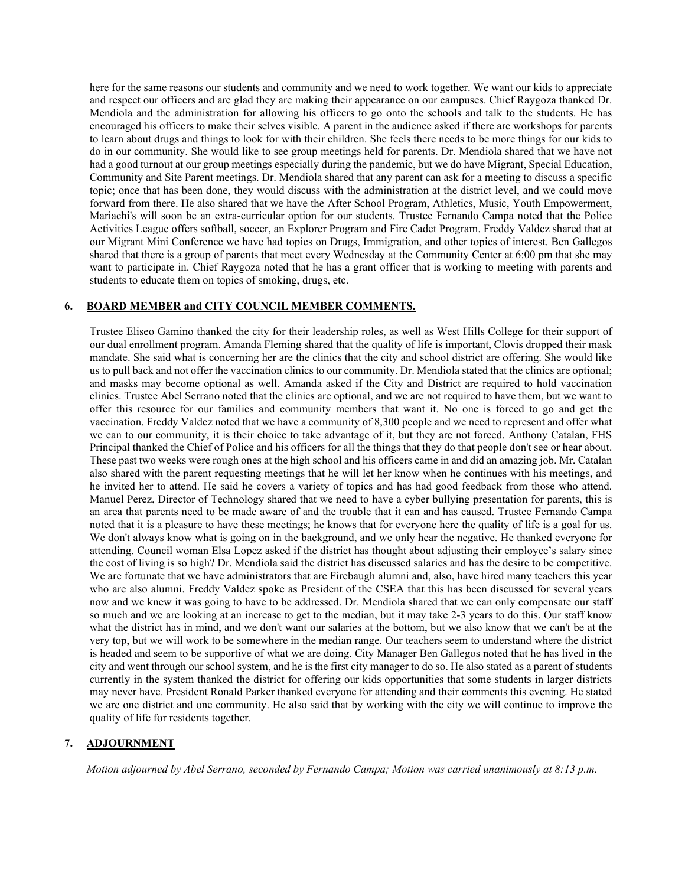here for the same reasons our students and community and we need to work together. We want our kids to appreciate and respect our officers and are glad they are making their appearance on our campuses. Chief Raygoza thanked Dr. Mendiola and the administration for allowing his officers to go onto the schools and talk to the students. He has encouraged his officers to make their selves visible. A parent in the audience asked if there are workshops for parents to learn about drugs and things to look for with their children. She feels there needs to be more things for our kids to do in our community. She would like to see group meetings held for parents. Dr. Mendiola shared that we have not had a good turnout at our group meetings especially during the pandemic, but we do have Migrant, Special Education, Community and Site Parent meetings. Dr. Mendiola shared that any parent can ask for a meeting to discuss a specific topic; once that has been done, they would discuss with the administration at the district level, and we could move forward from there. He also shared that we have the After School Program, Athletics, Music, Youth Empowerment, Mariachi's will soon be an extra-curricular option for our students. Trustee Fernando Campa noted that the Police Activities League offers softball, soccer, an Explorer Program and Fire Cadet Program. Freddy Valdez shared that at our Migrant Mini Conference we have had topics on Drugs, Immigration, and other topics of interest. Ben Gallegos shared that there is a group of parents that meet every Wednesday at the Community Center at 6:00 pm that she may want to participate in. Chief Raygoza noted that he has a grant officer that is working to meeting with parents and students to educate them on topics of smoking, drugs, etc.

## 6. BOARD MEMBER and CITY COUNCIL MEMBER COMMENTS.

Trustee Eliseo Gamino thanked the city for their leadership roles, as well as West Hills College for their support of our dual enrollment program. Amanda Fleming shared that the quality of life is important, Clovis dropped their mask mandate. She said what is concerning her are the clinics that the city and school district are offering. She would like us to pull back and not offer the vaccination clinics to our community. Dr. Mendiola stated that the clinics are optional; and masks may become optional as well. Amanda asked if the City and District are required to hold vaccination clinics. Trustee Abel Serrano noted that the clinics are optional, and we are not required to have them, but we want to offer this resource for our families and community members that want it. No one is forced to go and get the vaccination. Freddy Valdez noted that we have a community of 8,300 people and we need to represent and offer what we can to our community, it is their choice to take advantage of it, but they are not forced. Anthony Catalan, FHS Principal thanked the Chief of Police and his officers for all the things that they do that people don't see or hear about. These past two weeks were rough ones at the high school and his officers came in and did an amazing job. Mr. Catalan also shared with the parent requesting meetings that he will let her know when he continues with his meetings, and he invited her to attend. He said he covers a variety of topics and has had good feedback from those who attend. Manuel Perez, Director of Technology shared that we need to have a cyber bullying presentation for parents, this is an area that parents need to be made aware of and the trouble that it can and has caused. Trustee Fernando Campa noted that it is a pleasure to have these meetings; he knows that for everyone here the quality of life is a goal for us. We don't always know what is going on in the background, and we only hear the negative. He thanked everyone for attending. Council woman Elsa Lopez asked if the district has thought about adjusting their employee's salary since the cost of living is so high? Dr. Mendiola said the district has discussed salaries and has the desire to be competitive. We are fortunate that we have administrators that are Firebaugh alumni and, also, have hired many teachers this year who are also alumni. Freddy Valdez spoke as President of the CSEA that this has been discussed for several years now and we knew it was going to have to be addressed. Dr. Mendiola shared that we can only compensate our staff so much and we are looking at an increase to get to the median, but it may take 2-3 years to do this. Our staff know what the district has in mind, and we don't want our salaries at the bottom, but we also know that we can't be at the very top, but we will work to be somewhere in the median range. Our teachers seem to understand where the district is headed and seem to be supportive of what we are doing. City Manager Ben Gallegos noted that he has lived in the city and went through our school system, and he is the first city manager to do so. He also stated as a parent of students currently in the system thanked the district for offering our kids opportunities that some students in larger districts may never have. President Ronald Parker thanked everyone for attending and their comments this evening. He stated we are one district and one community. He also said that by working with the city we will continue to improve the quality of life for residents together.

## 7. ADJOURNMENT

*Motion adjourned by Abel Serrano, seconded by Fernando Campa; Motion was carried unanimously at 8:13 p.m.*